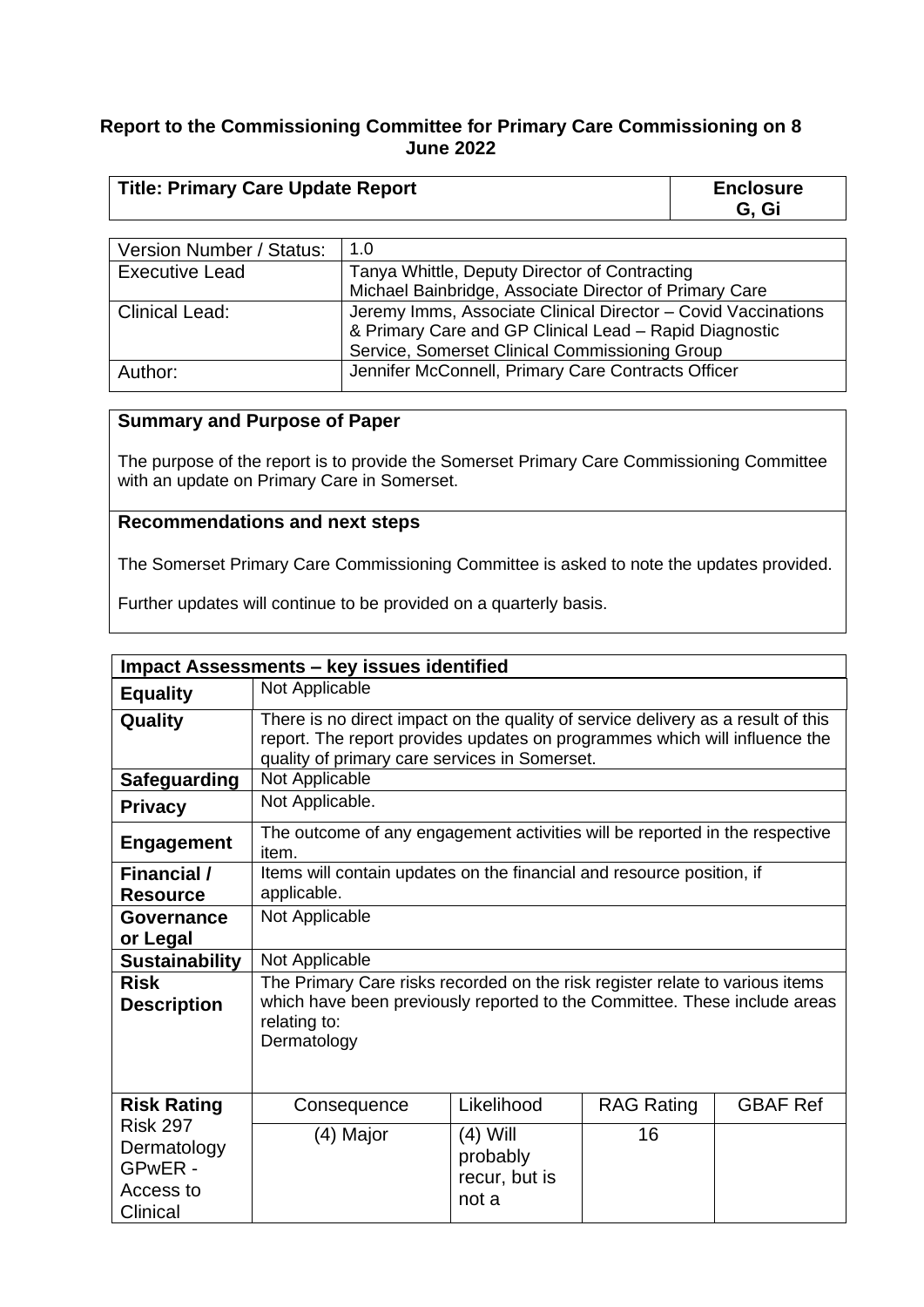**Report to the Commissioning Committee for Primary Care Commissioning on 8 June 2022**

| Title: Primary Care Update Report | Enclosure G, Gi |
|---|---|

| Version Number / Status: | 1.0 |
|---|---|
| Executive Lead | Tanya Whittle, Deputy Director of Contracting<br>Michael Bainbridge, Associate Director of Primary Care |
| Clinical Lead: | Jeremy Imms, Associate Clinical Director – Covid Vaccinations & Primary Care and GP Clinical Lead – Rapid Diagnostic Service, Somerset Clinical Commissioning Group |
| Author: | Jennifer McConnell, Primary Care Contracts Officer |

**Summary and Purpose of Paper**

The purpose of the report is to provide the Somerset Primary Care Commissioning Committee with an update on Primary Care in Somerset.

**Recommendations and next steps**

The Somerset Primary Care Commissioning Committee is asked to note the updates provided.

Further updates will continue to be provided on a quarterly basis.

| Impact Assessments – key issues identified | | | | |
|---|---|---|---|---|
| **Equality** | Not Applicable | | | |
| **Quality** | There is no direct impact on the quality of service delivery as a result of this report. The report provides updates on programmes which will influence the quality of primary care services in Somerset. | | | |
| **Safeguarding** | Not Applicable | | | |
| **Privacy** | Not Applicable. | | | |
| **Engagement** | The outcome of any engagement activities will be reported in the respective item. | | | |
| **Financial / Resource** | Items will contain updates on the financial and resource position, if applicable. | | | |
| **Governance or Legal** | Not Applicable | | | |
| **Sustainability** | Not Applicable | | | |
| **Risk Description** | The Primary Care risks recorded on the risk register relate to various items which have been previously reported to the Committee. These include areas relating to:<br>Dermatology | | | |
| **Risk Rating** | Consequence | Likelihood | RAG Rating | GBAF Ref |
| Risk 297 Dermatology GPwER - Access to Clinical | (4) Major | (4) Will probably recur, but is not a | 16 | |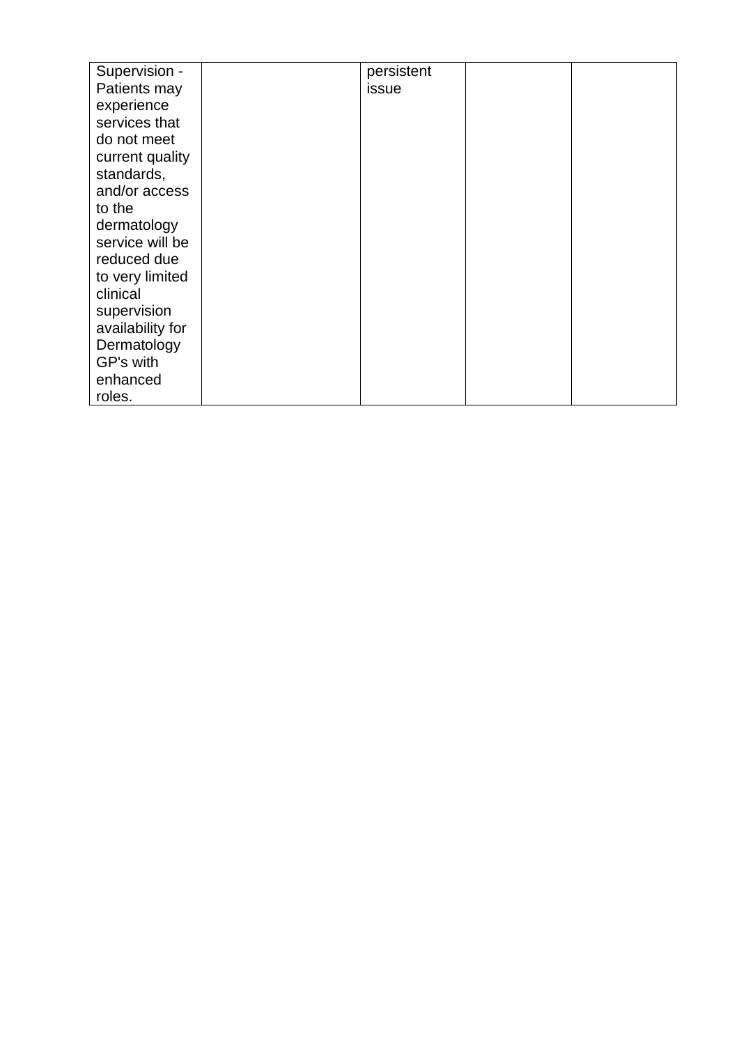| | | | | |
|---|---|---|---|---|
| Supervision - Patients may experience services that do not meet current quality standards, and/or access to the dermatology service will be reduced due to very limited clinical supervision availability for Dermatology GP's with enhanced roles. | | persistent issue | | |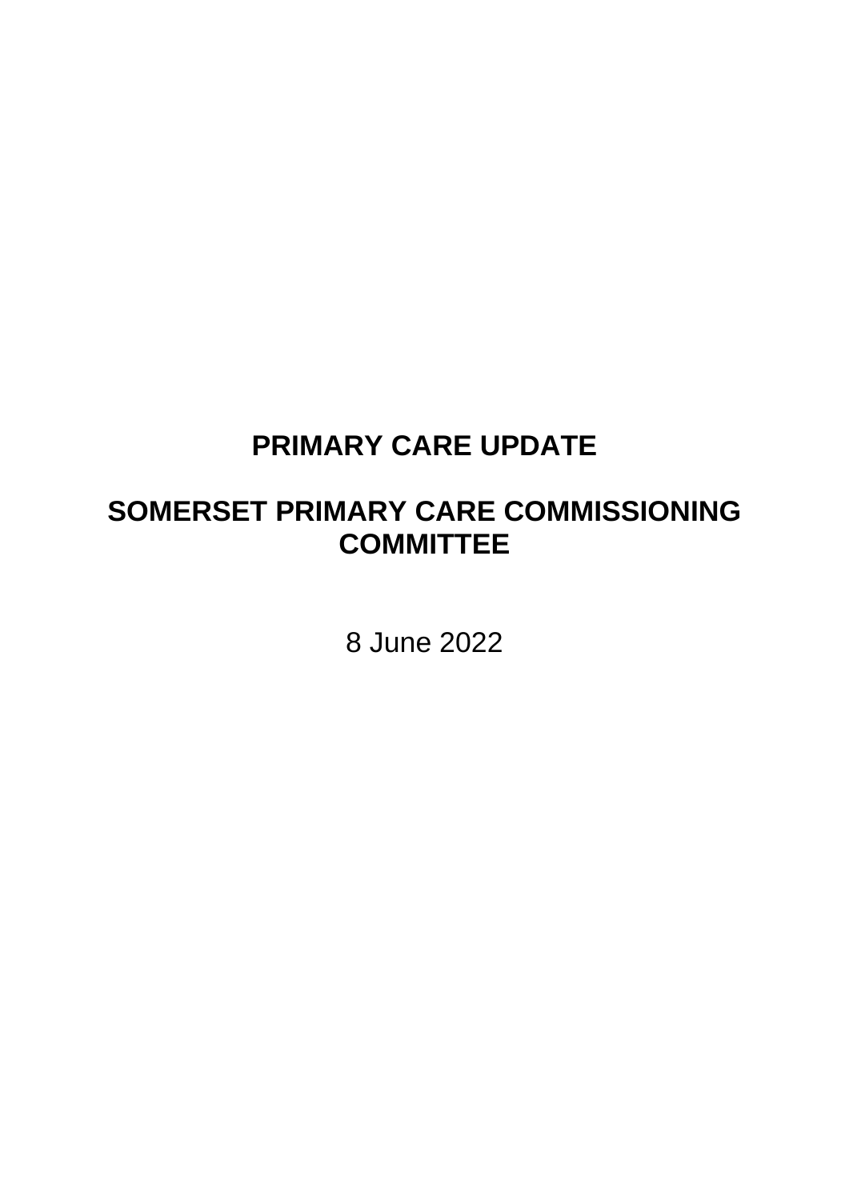# PRIMARY CARE UPDATE

# SOMERSET PRIMARY CARE COMMISSIONING COMMITTEE

8 June 2022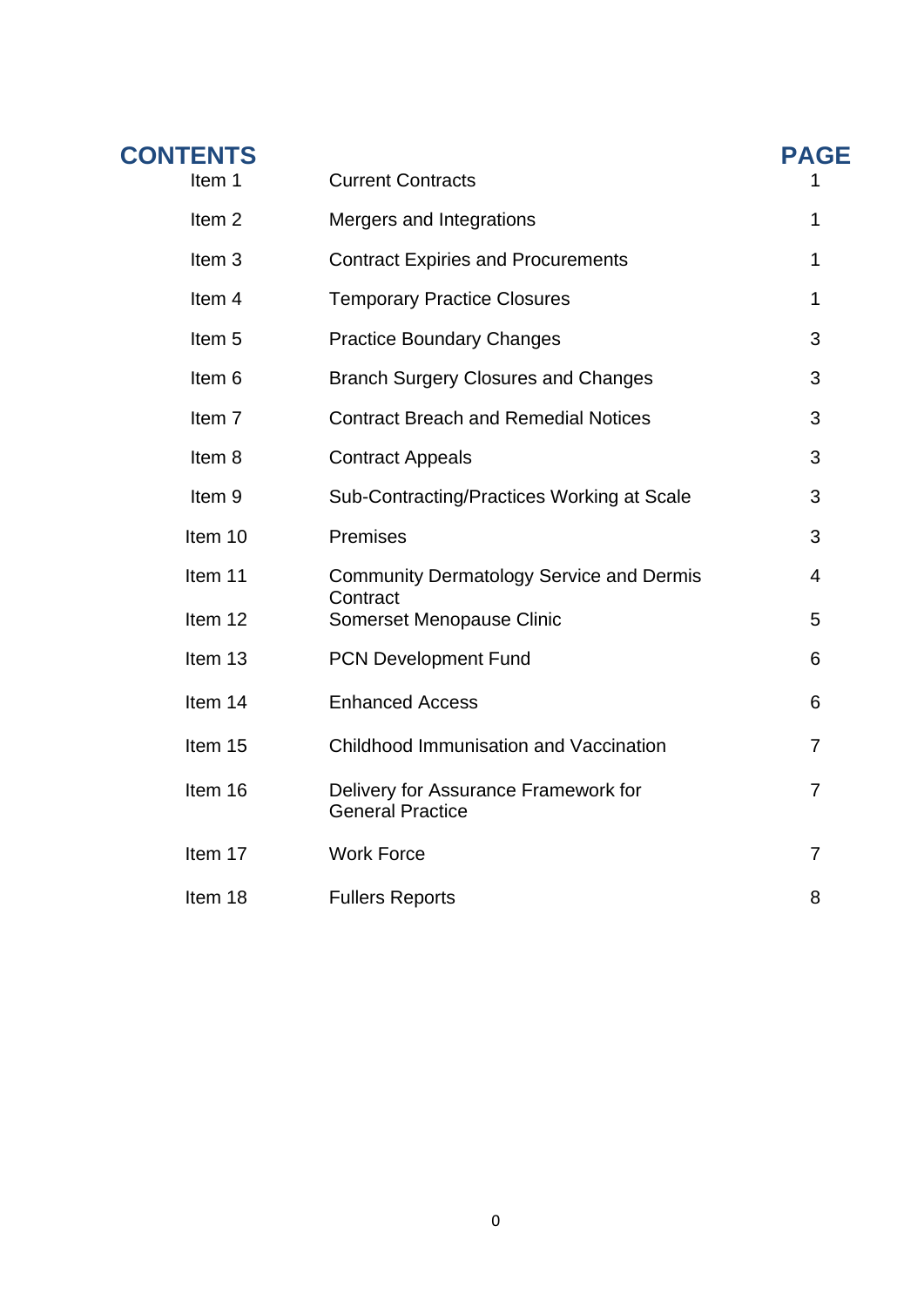## CONTENTS

| | | PAGE |
|---|---|---|
| Item 1 | Current Contracts | 1 |
| Item 2 | Mergers and Integrations | 1 |
| Item 3 | Contract Expiries and Procurements | 1 |
| Item 4 | Temporary Practice Closures | 1 |
| Item 5 | Practice Boundary Changes | 3 |
| Item 6 | Branch Surgery Closures and Changes | 3 |
| Item 7 | Contract Breach and Remedial Notices | 3 |
| Item 8 | Contract Appeals | 3 |
| Item 9 | Sub-Contracting/Practices Working at Scale | 3 |
| Item 10 | Premises | 3 |
| Item 11 | Community Dermatology Service and Dermis Contract | 4 |
| Item 12 | Somerset Menopause Clinic | 5 |
| Item 13 | PCN Development Fund | 6 |
| Item 14 | Enhanced Access | 6 |
| Item 15 | Childhood Immunisation and Vaccination | 7 |
| Item 16 | Delivery for Assurance Framework for General Practice | 7 |
| Item 17 | Work Force | 7 |
| Item 18 | Fullers Reports | 8 |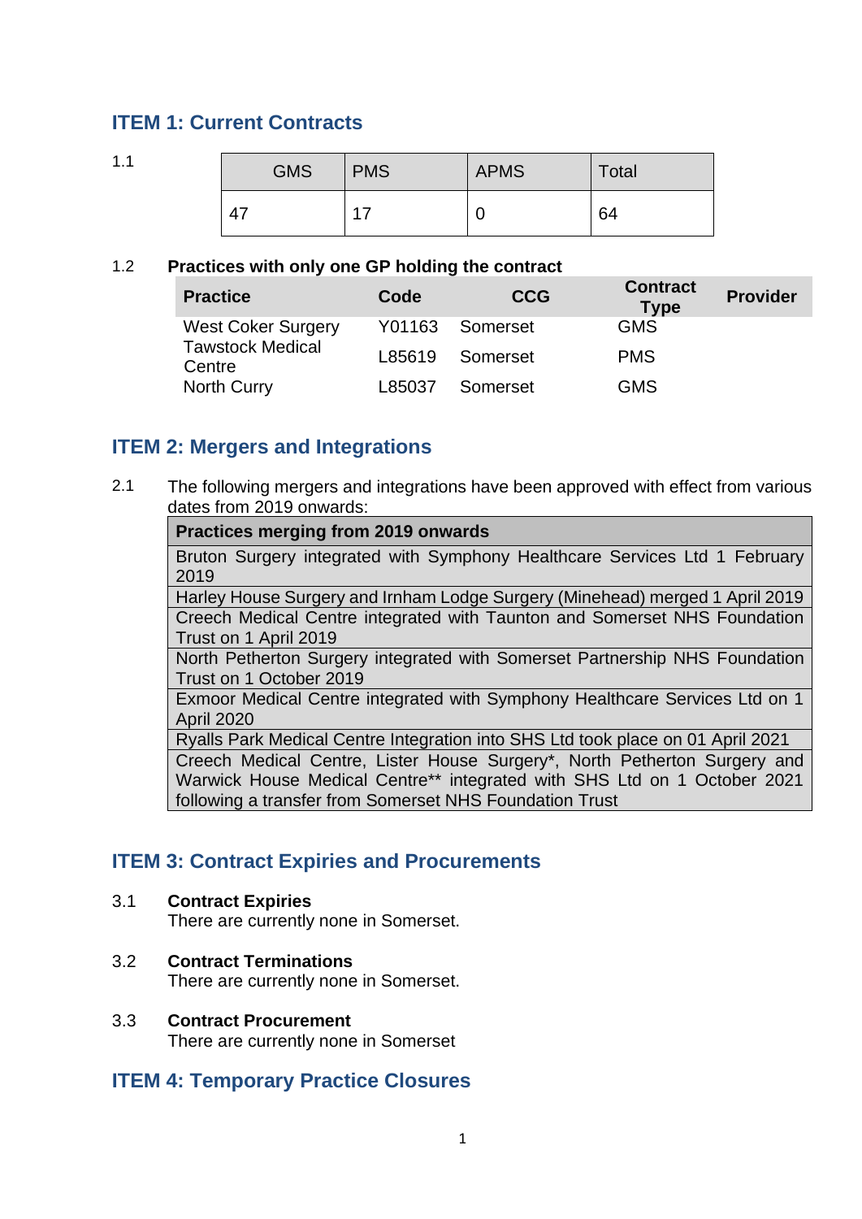## ITEM 1: Current Contracts

1.1

| GMS | PMS | APMS | Total |
|---|---|---|---|
| 47 | 17 | 0 | 64 |

1.2 **Practices with only one GP holding the contract**

| Practice | Code | CCG | Contract Type | Provider |
|---|---|---|---|---|
| West Coker Surgery | Y01163 | Somerset | GMS | |
| Tawstock Medical Centre | L85619 | Somerset | PMS | |
| North Curry | L85037 | Somerset | GMS | |

## ITEM 2: Mergers and Integrations

2.1 The following mergers and integrations have been approved with effect from various dates from 2019 onwards:

| Practices merging from 2019 onwards |
|---|
| Bruton Surgery integrated with Symphony Healthcare Services Ltd 1 February 2019 |
| Harley House Surgery and Irnham Lodge Surgery (Minehead) merged 1 April 2019 |
| Creech Medical Centre integrated with Taunton and Somerset NHS Foundation Trust on 1 April 2019 |
| North Petherton Surgery integrated with Somerset Partnership NHS Foundation Trust on 1 October 2019 |
| Exmoor Medical Centre integrated with Symphony Healthcare Services Ltd on 1 April 2020 |
| Ryalls Park Medical Centre Integration into SHS Ltd took place on 01 April 2021 |
| Creech Medical Centre, Lister House Surgery*, North Petherton Surgery and Warwick House Medical Centre** integrated with SHS Ltd on 1 October 2021 following a transfer from Somerset NHS Foundation Trust |

## ITEM 3: Contract Expiries and Procurements

3.1 **Contract Expiries**
There are currently none in Somerset.

3.2 **Contract Terminations**
There are currently none in Somerset.

3.3 **Contract Procurement**
There are currently none in Somerset

## ITEM 4: Temporary Practice Closures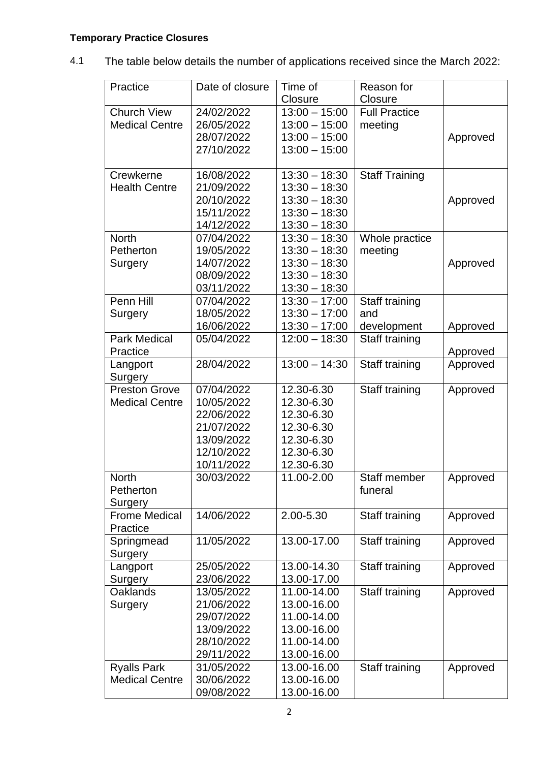**Temporary Practice Closures**

4.1 The table below details the number of applications received since the March 2022:

| Practice | Date of closure | Time of Closure | Reason for Closure | |
|---|---|---|---|---|
| Church View Medical Centre | 24/02/2022<br>26/05/2022<br>28/07/2022<br>27/10/2022 | 13:00 – 15:00<br>13:00 – 15:00<br>13:00 – 15:00<br>13:00 – 15:00 | Full Practice meeting | Approved |
| Crewkerne Health Centre | 16/08/2022<br>21/09/2022<br>20/10/2022<br>15/11/2022<br>14/12/2022 | 13:30 – 18:30<br>13:30 – 18:30<br>13:30 – 18:30<br>13:30 – 18:30<br>13:30 – 18:30 | Staff Training | Approved |
| North Petherton Surgery | 07/04/2022<br>19/05/2022<br>14/07/2022<br>08/09/2022<br>03/11/2022 | 13:30 – 18:30<br>13:30 – 18:30<br>13:30 – 18:30<br>13:30 – 18:30<br>13:30 – 18:30 | Whole practice meeting | Approved |
| Penn Hill Surgery | 07/04/2022<br>18/05/2022<br>16/06/2022 | 13:30 – 17:00<br>13:30 – 17:00<br>13:30 – 17:00 | Staff training and development | Approved |
| Park Medical Practice | 05/04/2022 | 12:00 – 18:30 | Staff training | Approved |
| Langport Surgery | 28/04/2022 | 13:00 – 14:30 | Staff training | Approved |
| Preston Grove Medical Centre | 07/04/2022<br>10/05/2022<br>22/06/2022<br>21/07/2022<br>13/09/2022<br>12/10/2022<br>10/11/2022 | 12.30-6.30<br>12.30-6.30<br>12.30-6.30<br>12.30-6.30<br>12.30-6.30<br>12.30-6.30<br>12.30-6.30 | Staff training | Approved |
| North Petherton Surgery | 30/03/2022 | 11.00-2.00 | Staff member funeral | Approved |
| Frome Medical Practice | 14/06/2022 | 2.00-5.30 | Staff training | Approved |
| Springmead Surgery | 11/05/2022 | 13.00-17.00 | Staff training | Approved |
| Langport Surgery | 25/05/2022<br>23/06/2022 | 13.00-14.30<br>13.00-17.00 | Staff training | Approved |
| Oaklands Surgery | 13/05/2022<br>21/06/2022<br>29/07/2022<br>13/09/2022<br>28/10/2022<br>29/11/2022 | 11.00-14.00<br>13.00-16.00<br>11.00-14.00<br>13.00-16.00<br>11.00-14.00<br>13.00-16.00 | Staff training | Approved |
| Ryalls Park Medical Centre | 31/05/2022<br>30/06/2022<br>09/08/2022 | 13.00-16.00<br>13.00-16.00<br>13.00-16.00 | Staff training | Approved |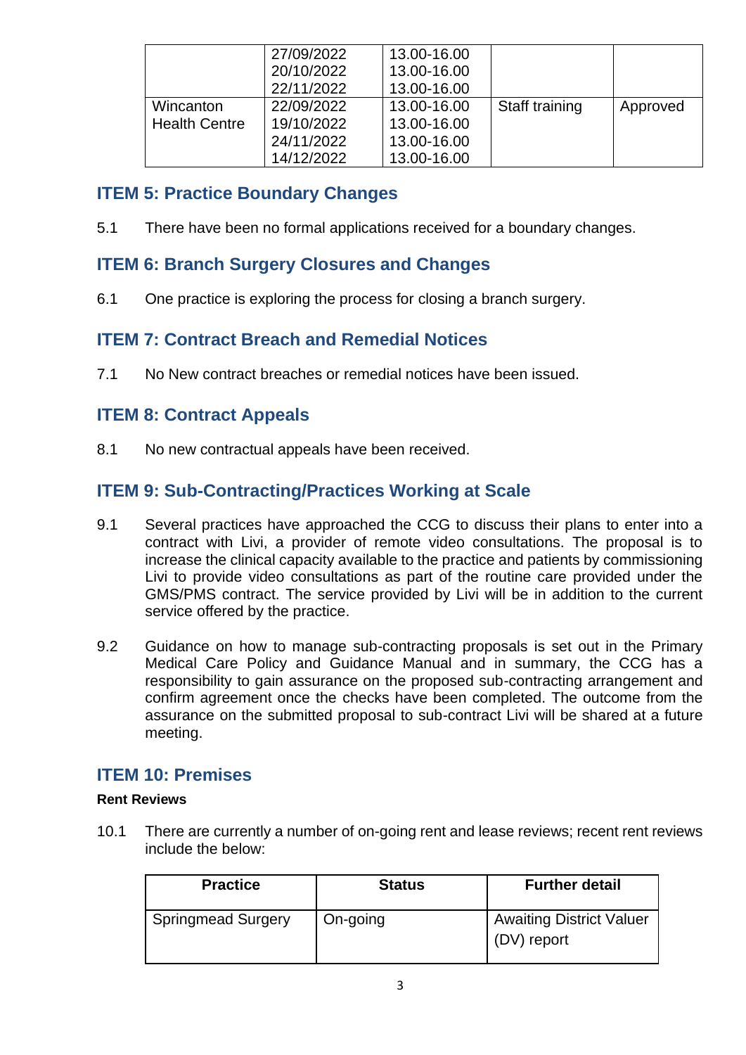|  | 27/09/2022<br>20/10/2022<br>22/11/2022 | 13.00-16.00<br>13.00-16.00<br>13.00-16.00 |  |  |
| --- | --- | --- | --- | --- |
| Wincanton Health Centre | 22/09/2022<br>19/10/2022<br>24/11/2022<br>14/12/2022 | 13.00-16.00<br>13.00-16.00<br>13.00-16.00<br>13.00-16.00 | Staff training | Approved |

## ITEM 5: Practice Boundary Changes

5.1 There have been no formal applications received for a boundary changes.

## ITEM 6: Branch Surgery Closures and Changes

6.1 One practice is exploring the process for closing a branch surgery.

## ITEM 7: Contract Breach and Remedial Notices

7.1 No New contract breaches or remedial notices have been issued.

## ITEM 8: Contract Appeals

8.1 No new contractual appeals have been received.

## ITEM 9: Sub-Contracting/Practices Working at Scale

9.1 Several practices have approached the CCG to discuss their plans to enter into a contract with Livi, a provider of remote video consultations. The proposal is to increase the clinical capacity available to the practice and patients by commissioning Livi to provide video consultations as part of the routine care provided under the GMS/PMS contract. The service provided by Livi will be in addition to the current service offered by the practice.

9.2 Guidance on how to manage sub-contracting proposals is set out in the Primary Medical Care Policy and Guidance Manual and in summary, the CCG has a responsibility to gain assurance on the proposed sub-contracting arrangement and confirm agreement once the checks have been completed. The outcome from the assurance on the submitted proposal to sub-contract Livi will be shared at a future meeting.

## ITEM 10: Premises

**Rent Reviews**

10.1 There are currently a number of on-going rent and lease reviews; recent rent reviews include the below:

| Practice | Status | Further detail |
| --- | --- | --- |
| Springmead Surgery | On-going | Awaiting District Valuer (DV) report |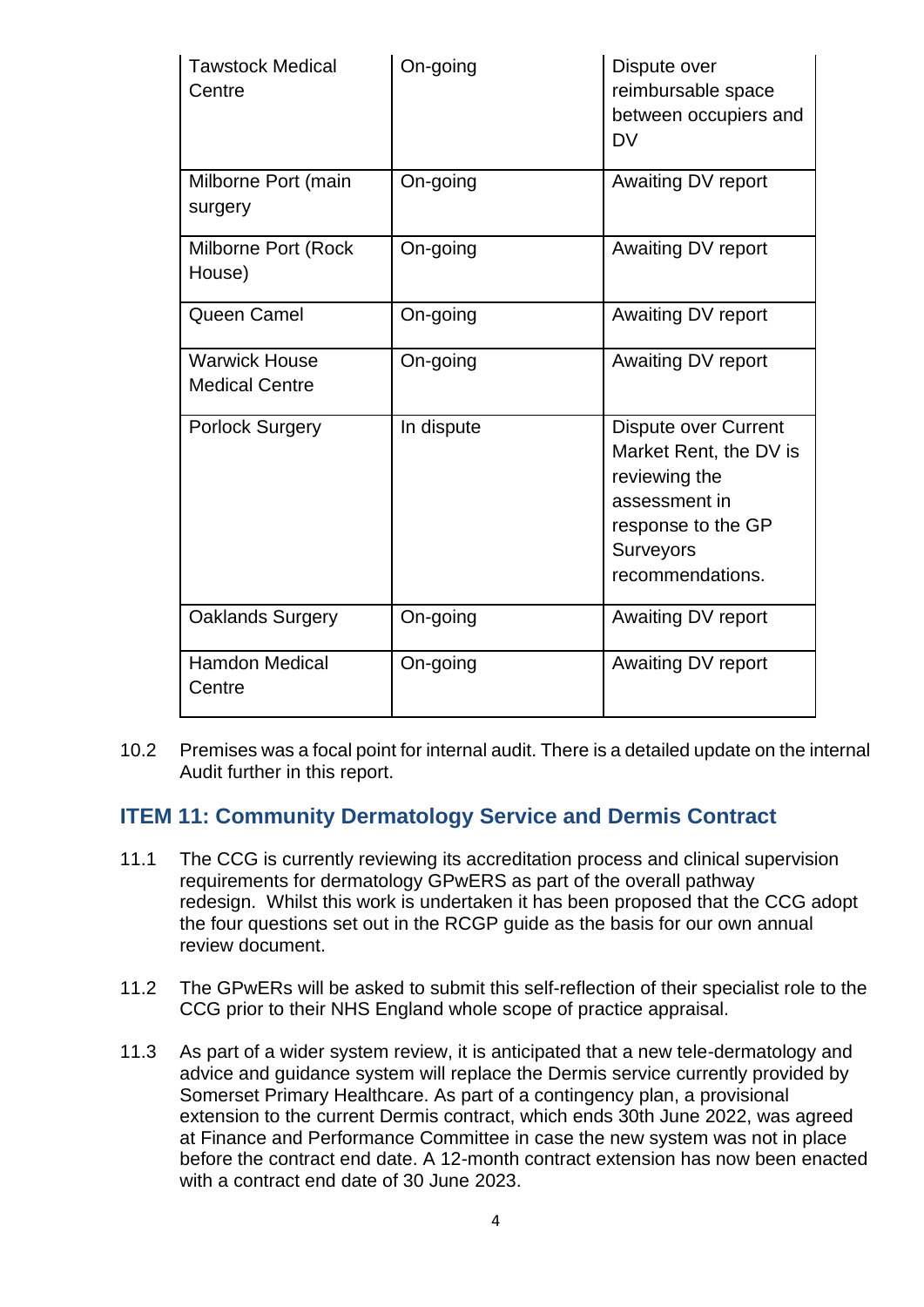| Tawstock Medical Centre | On-going | Dispute over reimbursable space between occupiers and DV |
|---|---|---|
| Milborne Port (main surgery | On-going | Awaiting DV report |
| Milborne Port (Rock House) | On-going | Awaiting DV report |
| Queen Camel | On-going | Awaiting DV report |
| Warwick House Medical Centre | On-going | Awaiting DV report |
| Porlock Surgery | In dispute | Dispute over Current Market Rent, the DV is reviewing the assessment in response to the GP Surveyors recommendations. |
| Oaklands Surgery | On-going | Awaiting DV report |
| Hamdon Medical Centre | On-going | Awaiting DV report |

10.2 Premises was a focal point for internal audit. There is a detailed update on the internal Audit further in this report.

## ITEM 11: Community Dermatology Service and Dermis Contract

11.1 The CCG is currently reviewing its accreditation process and clinical supervision requirements for dermatology GPwERS as part of the overall pathway redesign. Whilst this work is undertaken it has been proposed that the CCG adopt the four questions set out in the RCGP guide as the basis for our own annual review document.

11.2 The GPwERs will be asked to submit this self-reflection of their specialist role to the CCG prior to their NHS England whole scope of practice appraisal.

11.3 As part of a wider system review, it is anticipated that a new tele-dermatology and advice and guidance system will replace the Dermis service currently provided by Somerset Primary Healthcare. As part of a contingency plan, a provisional extension to the current Dermis contract, which ends 30th June 2022, was agreed at Finance and Performance Committee in case the new system was not in place before the contract end date. A 12-month contract extension has now been enacted with a contract end date of 30 June 2023.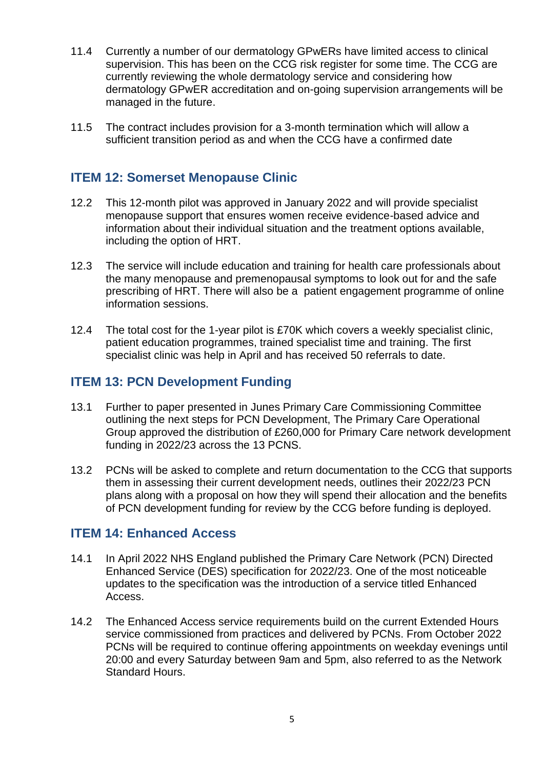11.4 Currently a number of our dermatology GPwERs have limited access to clinical supervision. This has been on the CCG risk register for some time. The CCG are currently reviewing the whole dermatology service and considering how dermatology GPwER accreditation and on-going supervision arrangements will be managed in the future.

11.5 The contract includes provision for a 3-month termination which will allow a sufficient transition period as and when the CCG have a confirmed date

## ITEM 12: Somerset Menopause Clinic

12.2 This 12-month pilot was approved in January 2022 and will provide specialist menopause support that ensures women receive evidence-based advice and information about their individual situation and the treatment options available, including the option of HRT.

12.3 The service will include education and training for health care professionals about the many menopause and premenopausal symptoms to look out for and the safe prescribing of HRT. There will also be a patient engagement programme of online information sessions.

12.4 The total cost for the 1-year pilot is £70K which covers a weekly specialist clinic, patient education programmes, trained specialist time and training. The first specialist clinic was help in April and has received 50 referrals to date.

## ITEM 13: PCN Development Funding

13.1 Further to paper presented in Junes Primary Care Commissioning Committee outlining the next steps for PCN Development, The Primary Care Operational Group approved the distribution of £260,000 for Primary Care network development funding in 2022/23 across the 13 PCNS.

13.2 PCNs will be asked to complete and return documentation to the CCG that supports them in assessing their current development needs, outlines their 2022/23 PCN plans along with a proposal on how they will spend their allocation and the benefits of PCN development funding for review by the CCG before funding is deployed.

## ITEM 14: Enhanced Access

14.1 In April 2022 NHS England published the Primary Care Network (PCN) Directed Enhanced Service (DES) specification for 2022/23. One of the most noticeable updates to the specification was the introduction of a service titled Enhanced Access.

14.2 The Enhanced Access service requirements build on the current Extended Hours service commissioned from practices and delivered by PCNs. From October 2022 PCNs will be required to continue offering appointments on weekday evenings until 20:00 and every Saturday between 9am and 5pm, also referred to as the Network Standard Hours.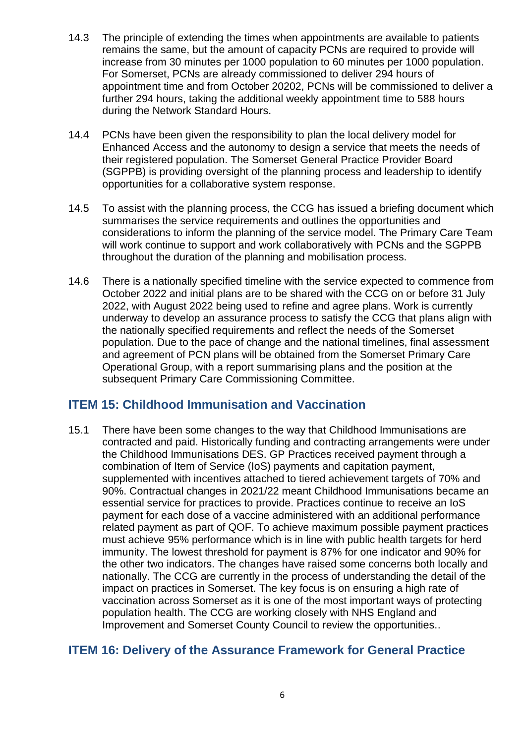14.3 The principle of extending the times when appointments are available to patients remains the same, but the amount of capacity PCNs are required to provide will increase from 30 minutes per 1000 population to 60 minutes per 1000 population. For Somerset, PCNs are already commissioned to deliver 294 hours of appointment time and from October 20202, PCNs will be commissioned to deliver a further 294 hours, taking the additional weekly appointment time to 588 hours during the Network Standard Hours.

14.4 PCNs have been given the responsibility to plan the local delivery model for Enhanced Access and the autonomy to design a service that meets the needs of their registered population. The Somerset General Practice Provider Board (SGPPB) is providing oversight of the planning process and leadership to identify opportunities for a collaborative system response.

14.5 To assist with the planning process, the CCG has issued a briefing document which summarises the service requirements and outlines the opportunities and considerations to inform the planning of the service model. The Primary Care Team will work continue to support and work collaboratively with PCNs and the SGPPB throughout the duration of the planning and mobilisation process.

14.6 There is a nationally specified timeline with the service expected to commence from October 2022 and initial plans are to be shared with the CCG on or before 31 July 2022, with August 2022 being used to refine and agree plans. Work is currently underway to develop an assurance process to satisfy the CCG that plans align with the nationally specified requirements and reflect the needs of the Somerset population. Due to the pace of change and the national timelines, final assessment and agreement of PCN plans will be obtained from the Somerset Primary Care Operational Group, with a report summarising plans and the position at the subsequent Primary Care Commissioning Committee.

## ITEM 15: Childhood Immunisation and Vaccination

15.1 There have been some changes to the way that Childhood Immunisations are contracted and paid. Historically funding and contracting arrangements were under the Childhood Immunisations DES. GP Practices received payment through a combination of Item of Service (IoS) payments and capitation payment, supplemented with incentives attached to tiered achievement targets of 70% and 90%. Contractual changes in 2021/22 meant Childhood Immunisations became an essential service for practices to provide. Practices continue to receive an IoS payment for each dose of a vaccine administered with an additional performance related payment as part of QOF. To achieve maximum possible payment practices must achieve 95% performance which is in line with public health targets for herd immunity. The lowest threshold for payment is 87% for one indicator and 90% for the other two indicators. The changes have raised some concerns both locally and nationally. The CCG are currently in the process of understanding the detail of the impact on practices in Somerset. The key focus is on ensuring a high rate of vaccination across Somerset as it is one of the most important ways of protecting population health. The CCG are working closely with NHS England and Improvement and Somerset County Council to review the opportunities..

## ITEM 16: Delivery of the Assurance Framework for General Practice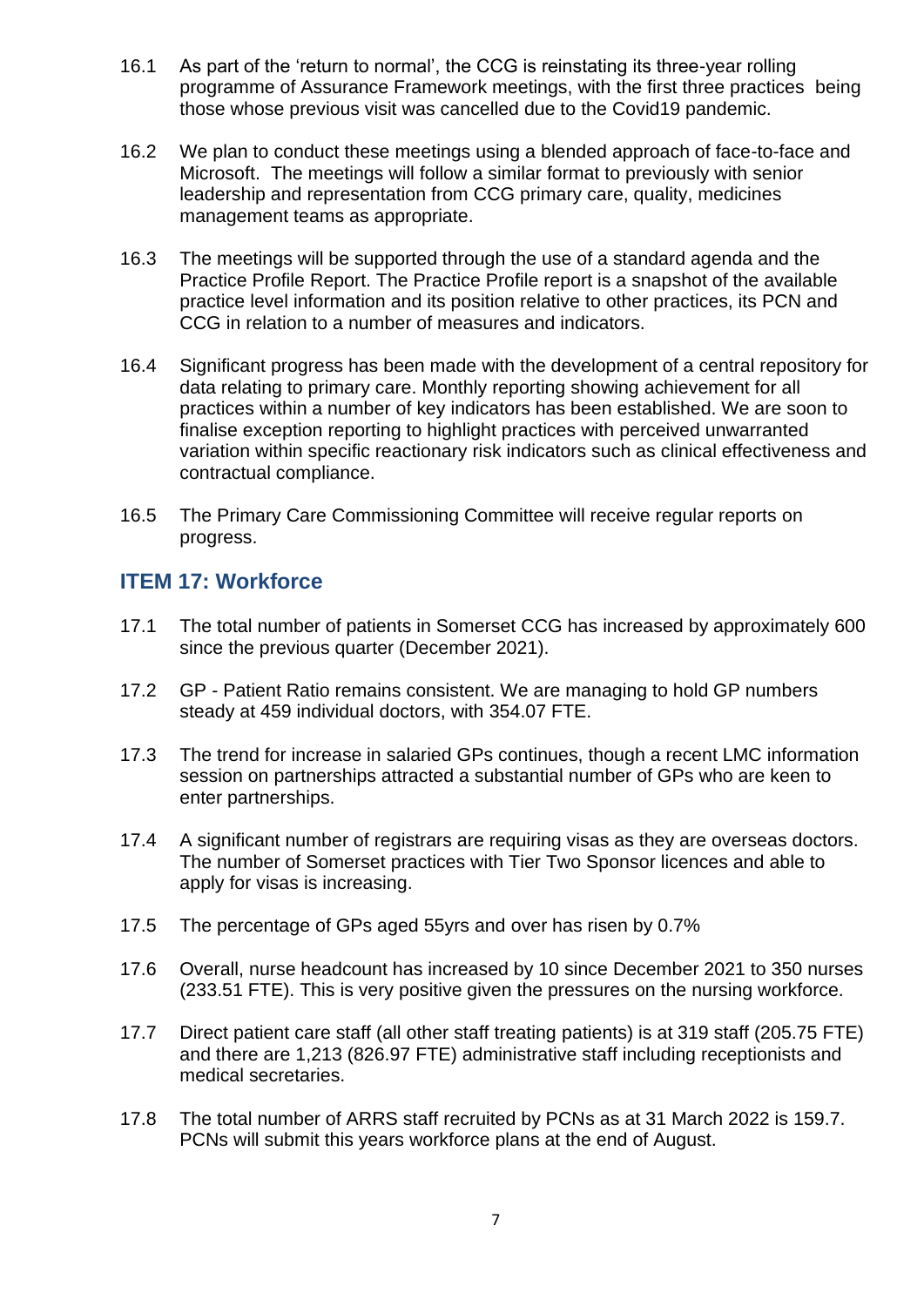16.1 As part of the 'return to normal', the CCG is reinstating its three-year rolling programme of Assurance Framework meetings, with the first three practices being those whose previous visit was cancelled due to the Covid19 pandemic.

16.2 We plan to conduct these meetings using a blended approach of face-to-face and Microsoft. The meetings will follow a similar format to previously with senior leadership and representation from CCG primary care, quality, medicines management teams as appropriate.

16.3 The meetings will be supported through the use of a standard agenda and the Practice Profile Report. The Practice Profile report is a snapshot of the available practice level information and its position relative to other practices, its PCN and CCG in relation to a number of measures and indicators.

16.4 Significant progress has been made with the development of a central repository for data relating to primary care. Monthly reporting showing achievement for all practices within a number of key indicators has been established. We are soon to finalise exception reporting to highlight practices with perceived unwarranted variation within specific reactionary risk indicators such as clinical effectiveness and contractual compliance.

16.5 The Primary Care Commissioning Committee will receive regular reports on progress.

## ITEM 17: Workforce

17.1 The total number of patients in Somerset CCG has increased by approximately 600 since the previous quarter (December 2021).

17.2 GP - Patient Ratio remains consistent. We are managing to hold GP numbers steady at 459 individual doctors, with 354.07 FTE.

17.3 The trend for increase in salaried GPs continues, though a recent LMC information session on partnerships attracted a substantial number of GPs who are keen to enter partnerships.

17.4 A significant number of registrars are requiring visas as they are overseas doctors. The number of Somerset practices with Tier Two Sponsor licences and able to apply for visas is increasing.

17.5 The percentage of GPs aged 55yrs and over has risen by 0.7%

17.6 Overall, nurse headcount has increased by 10 since December 2021 to 350 nurses (233.51 FTE). This is very positive given the pressures on the nursing workforce.

17.7 Direct patient care staff (all other staff treating patients) is at 319 staff (205.75 FTE) and there are 1,213 (826.97 FTE) administrative staff including receptionists and medical secretaries.

17.8 The total number of ARRS staff recruited by PCNs as at 31 March 2022 is 159.7. PCNs will submit this years workforce plans at the end of August.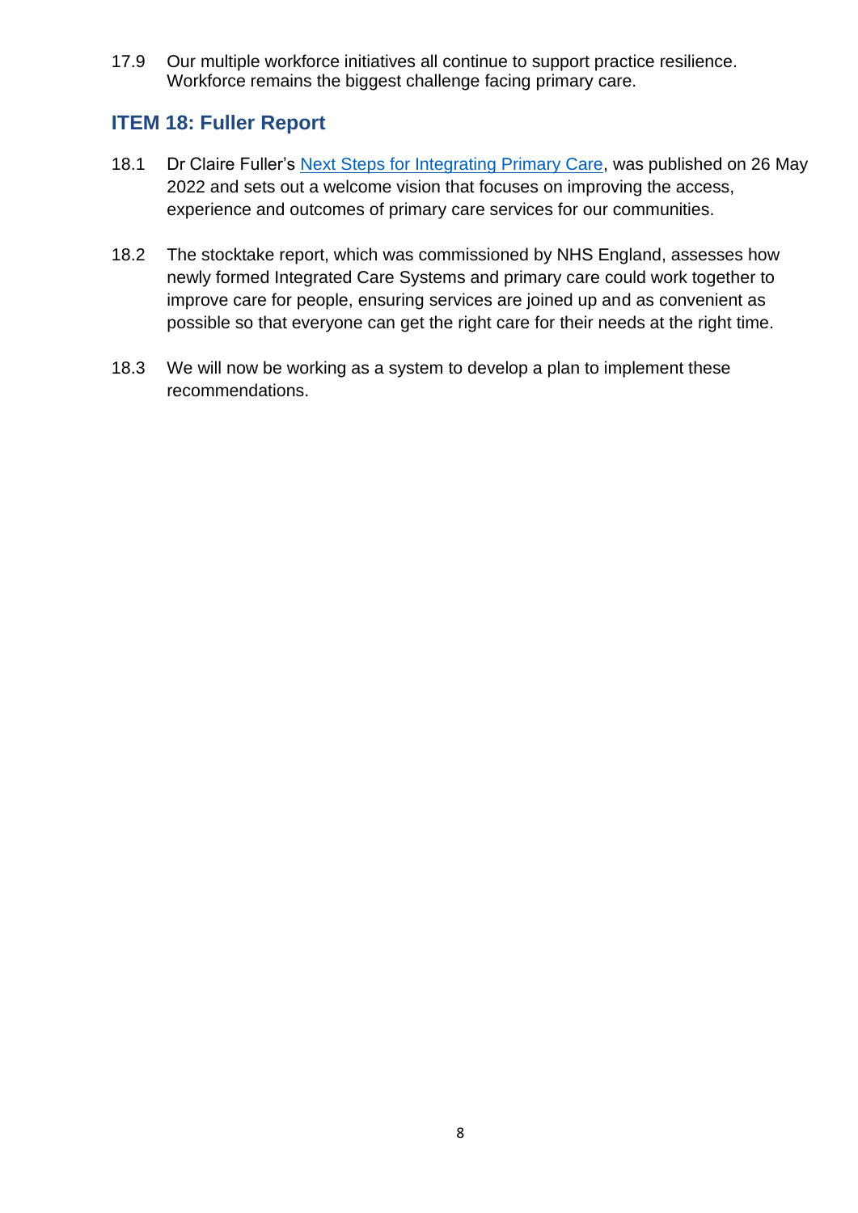17.9 Our multiple workforce initiatives all continue to support practice resilience. Workforce remains the biggest challenge facing primary care.

## ITEM 18: Fuller Report

18.1 Dr Claire Fuller's Next Steps for Integrating Primary Care, was published on 26 May 2022 and sets out a welcome vision that focuses on improving the access, experience and outcomes of primary care services for our communities.

18.2 The stocktake report, which was commissioned by NHS England, assesses how newly formed Integrated Care Systems and primary care could work together to improve care for people, ensuring services are joined up and as convenient as possible so that everyone can get the right care for their needs at the right time.

18.3 We will now be working as a system to develop a plan to implement these recommendations.